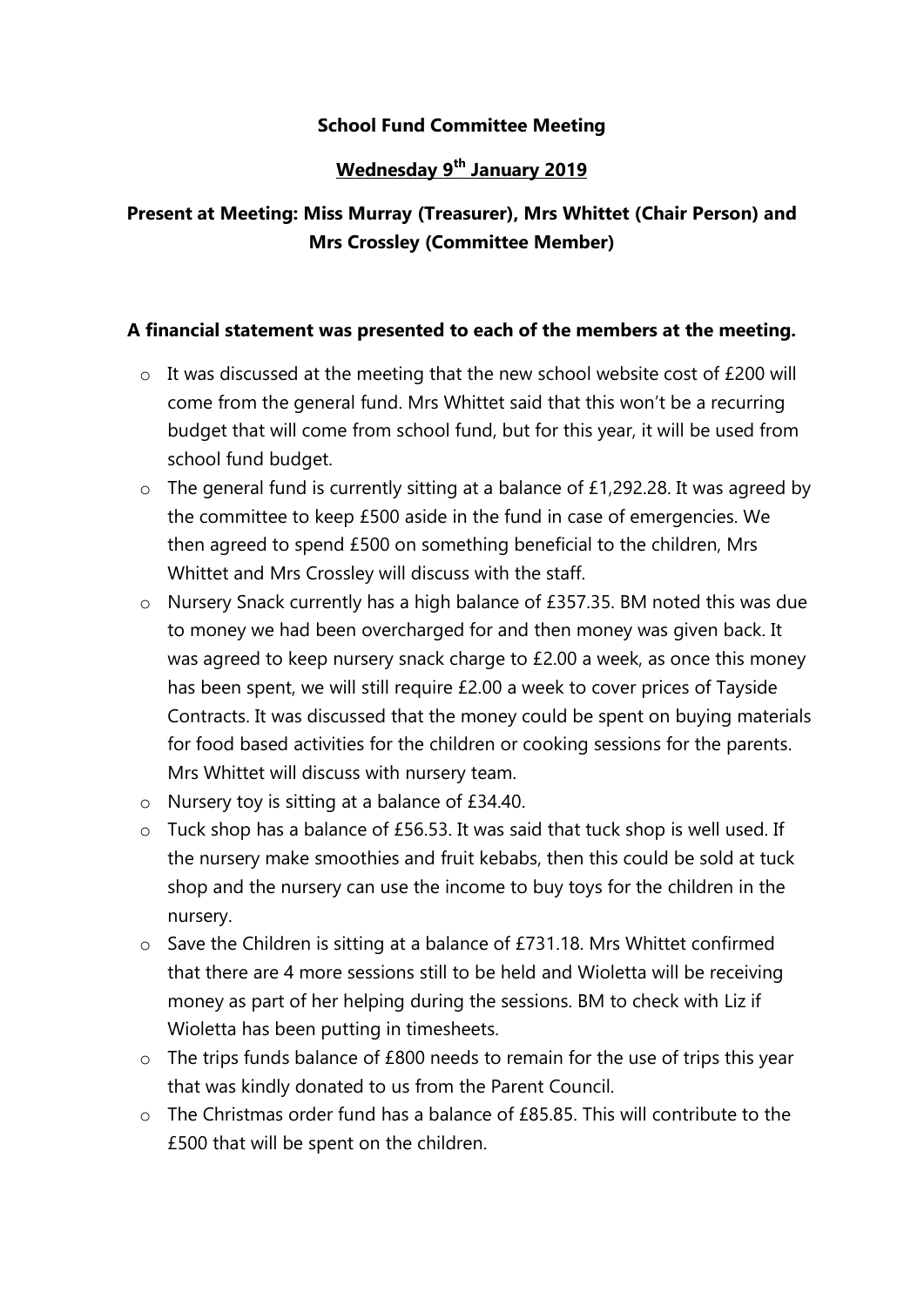**School Fund Committee Meeting**

**Wednesday 9th January 2019**

**Present at Meeting: Miss Murray (Treasurer), Mrs Whittet (Chair Person) and Mrs Crossley (Committee Member)**

**A financial statement was presented to each of the members at the meeting.**

- It was discussed at the meeting that the new school website cost of £200 will come from the general fund. Mrs Whittet said that this won't be a recurring budget that will come from school fund, but for this year, it will be used from school fund budget.
- The general fund is currently sitting at a balance of £1,292.28. It was agreed by the committee to keep £500 aside in the fund in case of emergencies. We then agreed to spend £500 on something beneficial to the children, Mrs Whittet and Mrs Crossley will discuss with the staff.
- Nursery Snack currently has a high balance of £357.35. BM noted this was due to money we had been overcharged for and then money was given back. It was agreed to keep nursery snack charge to £2.00 a week, as once this money has been spent, we will still require £2.00 a week to cover prices of Tayside Contracts. It was discussed that the money could be spent on buying materials for food based activities for the children or cooking sessions for the parents. Mrs Whittet will discuss with nursery team.
- Nursery toy is sitting at a balance of £34.40.
- Tuck shop has a balance of £56.53. It was said that tuck shop is well used. If the nursery make smoothies and fruit kebabs, then this could be sold at tuck shop and the nursery can use the income to buy toys for the children in the nursery.
- Save the Children is sitting at a balance of £731.18. Mrs Whittet confirmed that there are 4 more sessions still to be held and Wioletta will be receiving money as part of her helping during the sessions. BM to check with Liz if Wioletta has been putting in timesheets.
- The trips funds balance of £800 needs to remain for the use of trips this year that was kindly donated to us from the Parent Council.
- The Christmas order fund has a balance of £85.85. This will contribute to the £500 that will be spent on the children.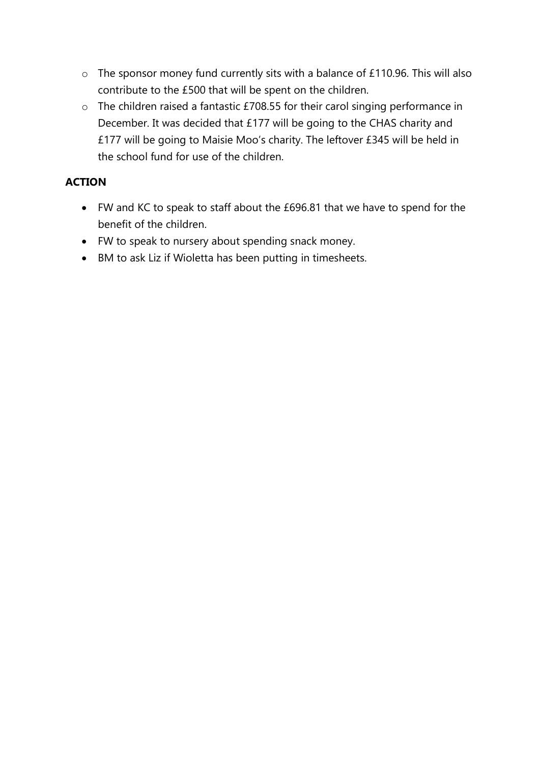- The sponsor money fund currently sits with a balance of £110.96. This will also contribute to the £500 that will be spent on the children.
  - The children raised a fantastic £708.55 for their carol singing performance in December. It was decided that £177 will be going to the CHAS charity and £177 will be going to Maisie Moo's charity. The leftover £345 will be held in the school fund for use of the children.

**ACTION**

- FW and KC to speak to staff about the £696.81 that we have to spend for the benefit of the children.
- FW to speak to nursery about spending snack money.
- BM to ask Liz if Wioletta has been putting in timesheets.